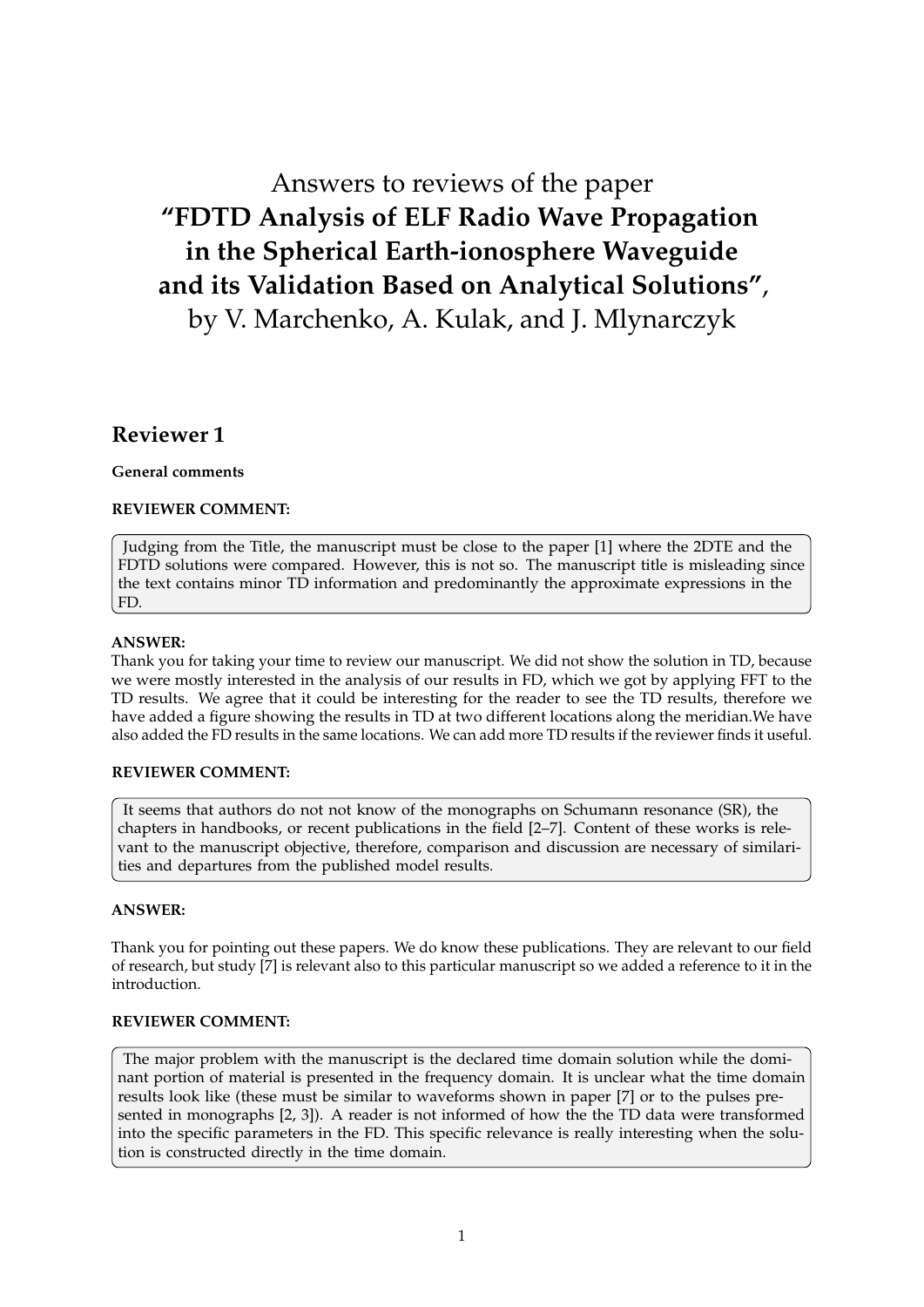# Answers to reviews of the paper **"FDTD Analysis of ELF Radio Wave Propagation in the Spherical Earth-ionosphere Waveguide and its Validation Based on Analytical Solutions"**, by V. Marchenko, A. Kulak, and J. Mlynarczyk

## Reviewer 1

**General comments**

**REVIEWER COMMENT:**

> Judging from the Title, the manuscript must be close to the paper [1] where the 2DTE and the FDTD solutions were compared. However, this is not so. The manuscript title is misleading since the text contains minor TD information and predominantly the approximate expressions in the FD.

**ANSWER:**
Thank you for taking your time to review our manuscript. We did not show the solution in TD, because we were mostly interested in the analysis of our results in FD, which we got by applying FFT to the TD results. We agree that it could be interesting for the reader to see the TD results, therefore we have added a figure showing the results in TD at two different locations along the meridian.We have also added the FD results in the same locations. We can add more TD results if the reviewer finds it useful.

**REVIEWER COMMENT:**

> It seems that authors do not not know of the monographs on Schumann resonance (SR), the chapters in handbooks, or recent publications in the field [2–7]. Content of these works is relevant to the manuscript objective, therefore, comparison and discussion are necessary of similarities and departures from the published model results.

**ANSWER:**

Thank you for pointing out these papers. We do know these publications. They are relevant to our field of research, but study [7] is relevant also to this particular manuscript so we added a reference to it in the introduction.

**REVIEWER COMMENT:**

> The major problem with the manuscript is the declared time domain solution while the dominant portion of material is presented in the frequency domain. It is unclear what the time domain results look like (these must be similar to waveforms shown in paper [7] or to the pulses presented in monographs [2, 3]). A reader is not informed of how the the TD data were transformed into the specific parameters in the FD. This specific relevance is really interesting when the solution is constructed directly in the time domain.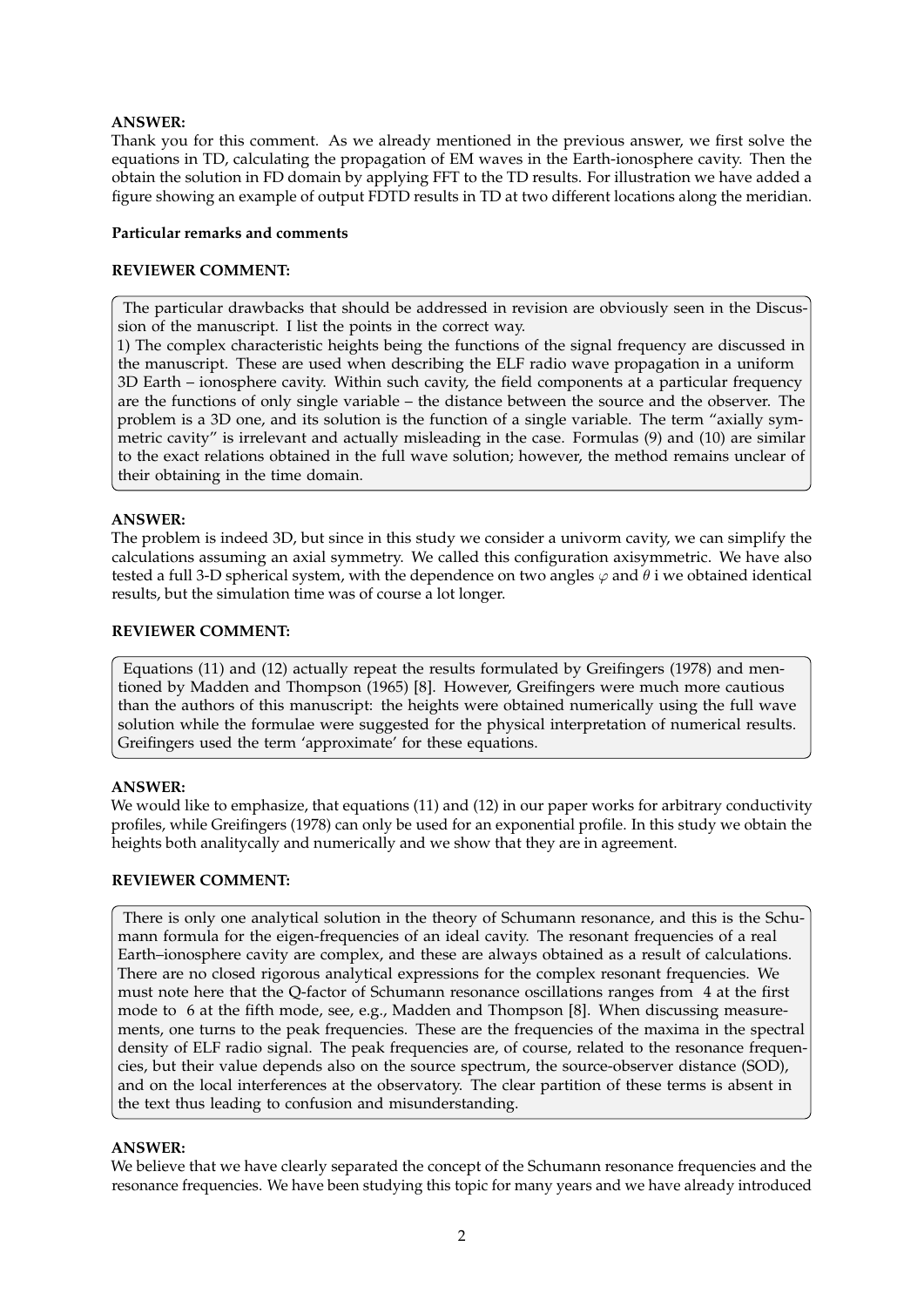**ANSWER:**
Thank you for this comment. As we already mentioned in the previous answer, we first solve the equations in TD, calculating the propagation of EM waves in the Earth-ionosphere cavity. Then the obtain the solution in FD domain by applying FFT to the TD results. For illustration we have added a figure showing an example of output FDTD results in TD at two different locations along the meridian.

**Particular remarks and comments**

**REVIEWER COMMENT:**

> The particular drawbacks that should be addressed in revision are obviously seen in the Discussion of the manuscript. I list the points in the correct way.
> 1) The complex characteristic heights being the functions of the signal frequency are discussed in the manuscript. These are used when describing the ELF radio wave propagation in a uniform 3D Earth – ionosphere cavity. Within such cavity, the field components at a particular frequency are the functions of only single variable – the distance between the source and the observer. The problem is a 3D one, and its solution is the function of a single variable. The term "axially symmetric cavity" is irrelevant and actually misleading in the case. Formulas (9) and (10) are similar to the exact relations obtained in the full wave solution; however, the method remains unclear of their obtaining in the time domain.

**ANSWER:**
The problem is indeed 3D, but since in this study we consider a univorm cavity, we can simplify the calculations assuming an axial symmetry. We called this configuration axisymmetric. We have also tested a full 3-D spherical system, with the dependence on two angles $\varphi$ and $\theta$ i we obtained identical results, but the simulation time was of course a lot longer.

**REVIEWER COMMENT:**

> Equations (11) and (12) actually repeat the results formulated by Greifingers (1978) and mentioned by Madden and Thompson (1965) [8]. However, Greifingers were much more cautious than the authors of this manuscript: the heights were obtained numerically using the full wave solution while the formulae were suggested for the physical interpretation of numerical results. Greifingers used the term 'approximate' for these equations.

**ANSWER:**
We would like to emphasize, that equations (11) and (12) in our paper works for arbitrary conductivity profiles, while Greifingers (1978) can only be used for an exponential profile. In this study we obtain the heights both analitycally and numerically and we show that they are in agreement.

**REVIEWER COMMENT:**

> There is only one analytical solution in the theory of Schumann resonance, and this is the Schumann formula for the eigen-frequencies of an ideal cavity. The resonant frequencies of a real Earth–ionosphere cavity are complex, and these are always obtained as a result of calculations. There are no closed rigorous analytical expressions for the complex resonant frequencies. We must note here that the Q-factor of Schumann resonance oscillations ranges from 4 at the first mode to 6 at the fifth mode, see, e.g., Madden and Thompson [8]. When discussing measurements, one turns to the peak frequencies. These are the frequencies of the maxima in the spectral density of ELF radio signal. The peak frequencies are, of course, related to the resonance frequencies, but their value depends also on the source spectrum, the source-observer distance (SOD), and on the local interferences at the observatory. The clear partition of these terms is absent in the text thus leading to confusion and misunderstanding.

**ANSWER:**
We believe that we have clearly separated the concept of the Schumann resonance frequencies and the resonance frequencies. We have been studying this topic for many years and we have already introduced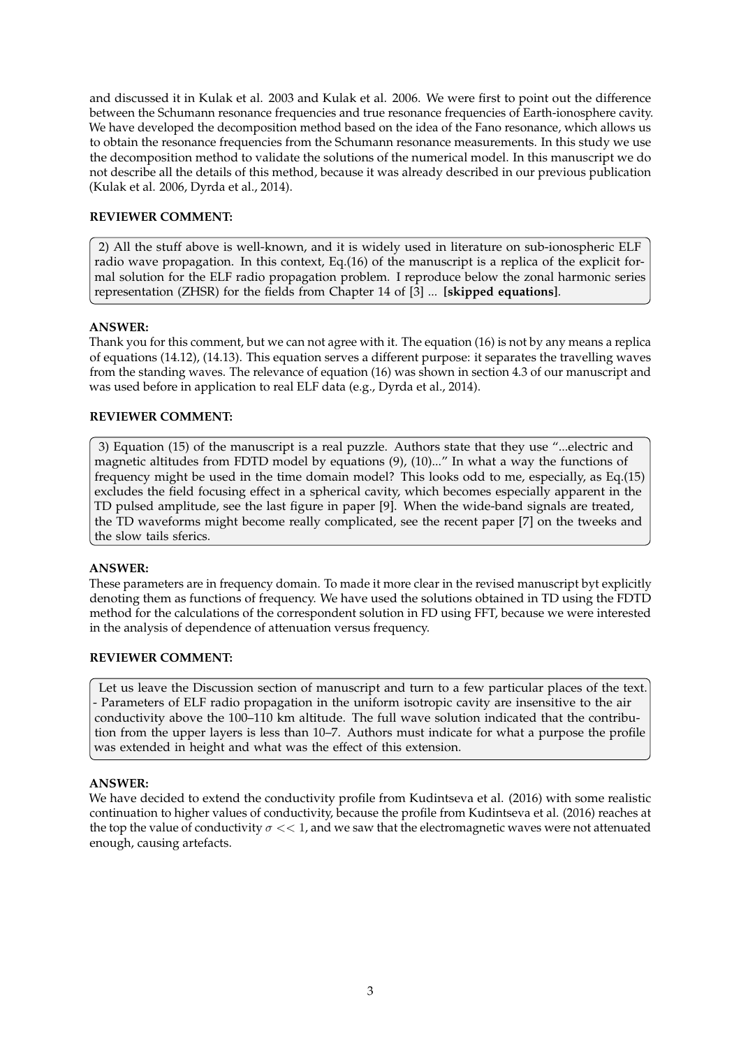and discussed it in Kulak et al. 2003 and Kulak et al. 2006. We were first to point out the difference between the Schumann resonance frequencies and true resonance frequencies of Earth-ionosphere cavity. We have developed the decomposition method based on the idea of the Fano resonance, which allows us to obtain the resonance frequencies from the Schumann resonance measurements. In this study we use the decomposition method to validate the solutions of the numerical model. In this manuscript we do not describe all the details of this method, because it was already described in our previous publication (Kulak et al. 2006, Dyrda et al., 2014).

**REVIEWER COMMENT:**

2) All the stuff above is well-known, and it is widely used in literature on sub-ionospheric ELF radio wave propagation. In this context, Eq.(16) of the manuscript is a replica of the explicit formal solution for the ELF radio propagation problem. I reproduce below the zonal harmonic series representation (ZHSR) for the fields from Chapter 14 of [3] ... **[skipped equations]**.

**ANSWER:**
Thank you for this comment, but we can not agree with it. The equation (16) is not by any means a replica of equations (14.12), (14.13). This equation serves a different purpose: it separates the travelling waves from the standing waves. The relevance of equation (16) was shown in section 4.3 of our manuscript and was used before in application to real ELF data (e.g., Dyrda et al., 2014).

**REVIEWER COMMENT:**

3) Equation (15) of the manuscript is a real puzzle. Authors state that they use "...electric and magnetic altitudes from FDTD model by equations (9), (10)..." In what a way the functions of frequency might be used in the time domain model? This looks odd to me, especially, as Eq.(15) excludes the field focusing effect in a spherical cavity, which becomes especially apparent in the TD pulsed amplitude, see the last figure in paper [9]. When the wide-band signals are treated, the TD waveforms might become really complicated, see the recent paper [7] on the tweeks and the slow tails sferics.

**ANSWER:**
These parameters are in frequency domain. To made it more clear in the revised manuscript byt explicitly denoting them as functions of frequency. We have used the solutions obtained in TD using the FDTD method for the calculations of the correspondent solution in FD using FFT, because we were interested in the analysis of dependence of attenuation versus frequency.

**REVIEWER COMMENT:**

Let us leave the Discussion section of manuscript and turn to a few particular places of the text.
- Parameters of ELF radio propagation in the uniform isotropic cavity are insensitive to the air conductivity above the 100–110 km altitude. The full wave solution indicated that the contribution from the upper layers is less than 10–7. Authors must indicate for what a purpose the profile was extended in height and what was the effect of this extension.

**ANSWER:**
We have decided to extend the conductivity profile from Kudintseva et al. (2016) with some realistic continuation to higher values of conductivity, because the profile from Kudintseva et al. (2016) reaches at the top the value of conductivity $\sigma << 1$, and we saw that the electromagnetic waves were not attenuated enough, causing artefacts.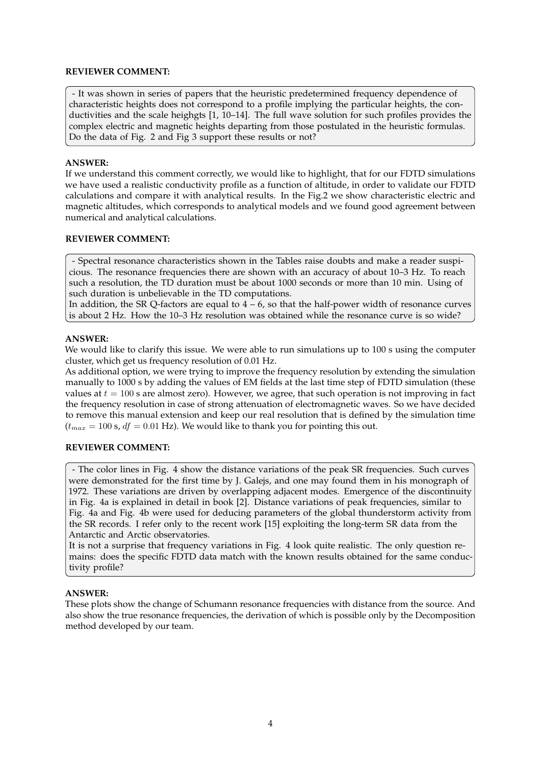**REVIEWER COMMENT:**

> - It was shown in series of papers that the heuristic predetermined frequency dependence of characteristic heights does not correspond to a profile implying the particular heights, the conductivities and the scale heighgts [1, 10–14]. The full wave solution for such profiles provides the complex electric and magnetic heights departing from those postulated in the heuristic formulas. Do the data of Fig. 2 and Fig 3 support these results or not?

**ANSWER:**

If we understand this comment correctly, we would like to highlight, that for our FDTD simulations we have used a realistic conductivity profile as a function of altitude, in order to validate our FDTD calculations and compare it with analytical results. In the Fig.2 we show characteristic electric and magnetic altitudes, which corresponds to analytical models and we found good agreement between numerical and analytical calculations.

**REVIEWER COMMENT:**

> - Spectral resonance characteristics shown in the Tables raise doubts and make a reader suspicious. The resonance frequencies there are shown with an accuracy of about 10–3 Hz. To reach such a resolution, the TD duration must be about 1000 seconds or more than 10 min. Using of such duration is unbelievable in the TD computations.
> In addition, the SR Q-factors are equal to 4 – 6, so that the half-power width of resonance curves is about 2 Hz. How the 10–3 Hz resolution was obtained while the resonance curve is so wide?

**ANSWER:**

We would like to clarify this issue. We were able to run simulations up to 100 s using the computer cluster, which get us frequency resolution of 0.01 Hz.

As additional option, we were trying to improve the frequency resolution by extending the simulation manually to 1000 s by adding the values of EM fields at the last time step of FDTD simulation (these values at $t = 100$ s are almost zero). However, we agree, that such operation is not improving in fact the frequency resolution in case of strong attenuation of electromagnetic waves. So we have decided to remove this manual extension and keep our real resolution that is defined by the simulation time ($t_{max} = 100$ s, $df = 0.01$ Hz). We would like to thank you for pointing this out.

**REVIEWER COMMENT:**

> - The color lines in Fig. 4 show the distance variations of the peak SR frequencies. Such curves were demonstrated for the first time by J. Galejs, and one may found them in his monograph of 1972. These variations are driven by overlapping adjacent modes. Emergence of the discontinuity in Fig. 4a is explained in detail in book [2]. Distance variations of peak frequencies, similar to Fig. 4a and Fig. 4b were used for deducing parameters of the global thunderstorm activity from the SR records. I refer only to the recent work [15] exploiting the long-term SR data from the Antarctic and Arctic observatories.
> It is not a surprise that frequency variations in Fig. 4 look quite realistic. The only question remains: does the specific FDTD data match with the known results obtained for the same conductivity profile?

**ANSWER:**

These plots show the change of Schumann resonance frequencies with distance from the source. And also show the true resonance frequencies, the derivation of which is possible only by the Decomposition method developed by our team.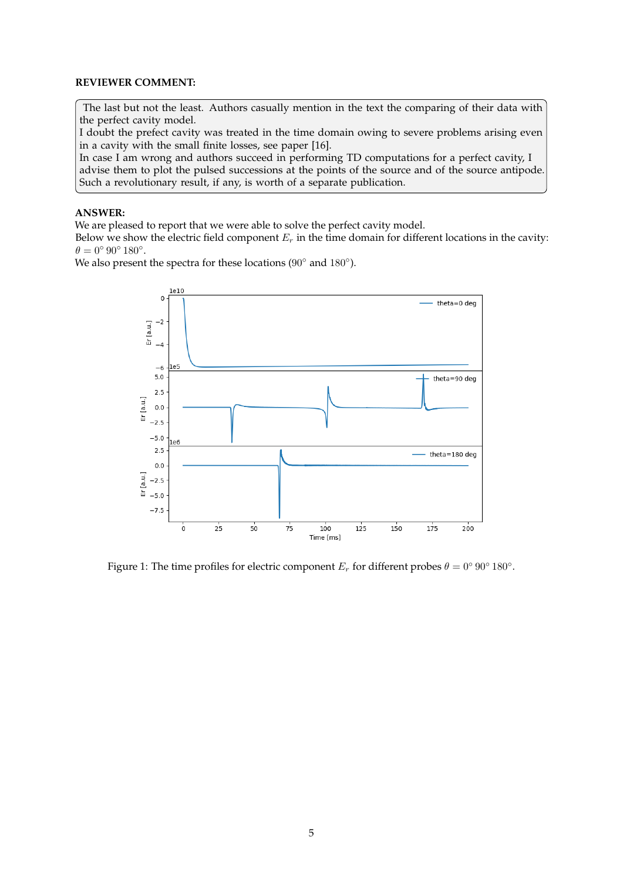**REVIEWER COMMENT:**

> The last but not the least. Authors casually mention in the text the comparing of their data with the perfect cavity model.
> I doubt the prefect cavity was treated in the time domain owing to severe problems arising even in a cavity with the small finite losses, see paper [16].
> In case I am wrong and authors succeed in performing TD computations for a perfect cavity, I advise them to plot the pulsed successions at the points of the source and of the source antipode. Such a revolutionary result, if any, is worth of a separate publication.

**ANSWER:**

We are pleased to report that we were able to solve the perfect cavity model.
Below we show the electric field component $E_r$ in the time domain for different locations in the cavity: $\theta = 0° \; 90° \; 180°$.
We also present the spectra for these locations ($90°$ and $180°$).

Figure 1: The time profiles for electric component $E_r$ for different probes $\theta = 0° \; 90° \; 180°$.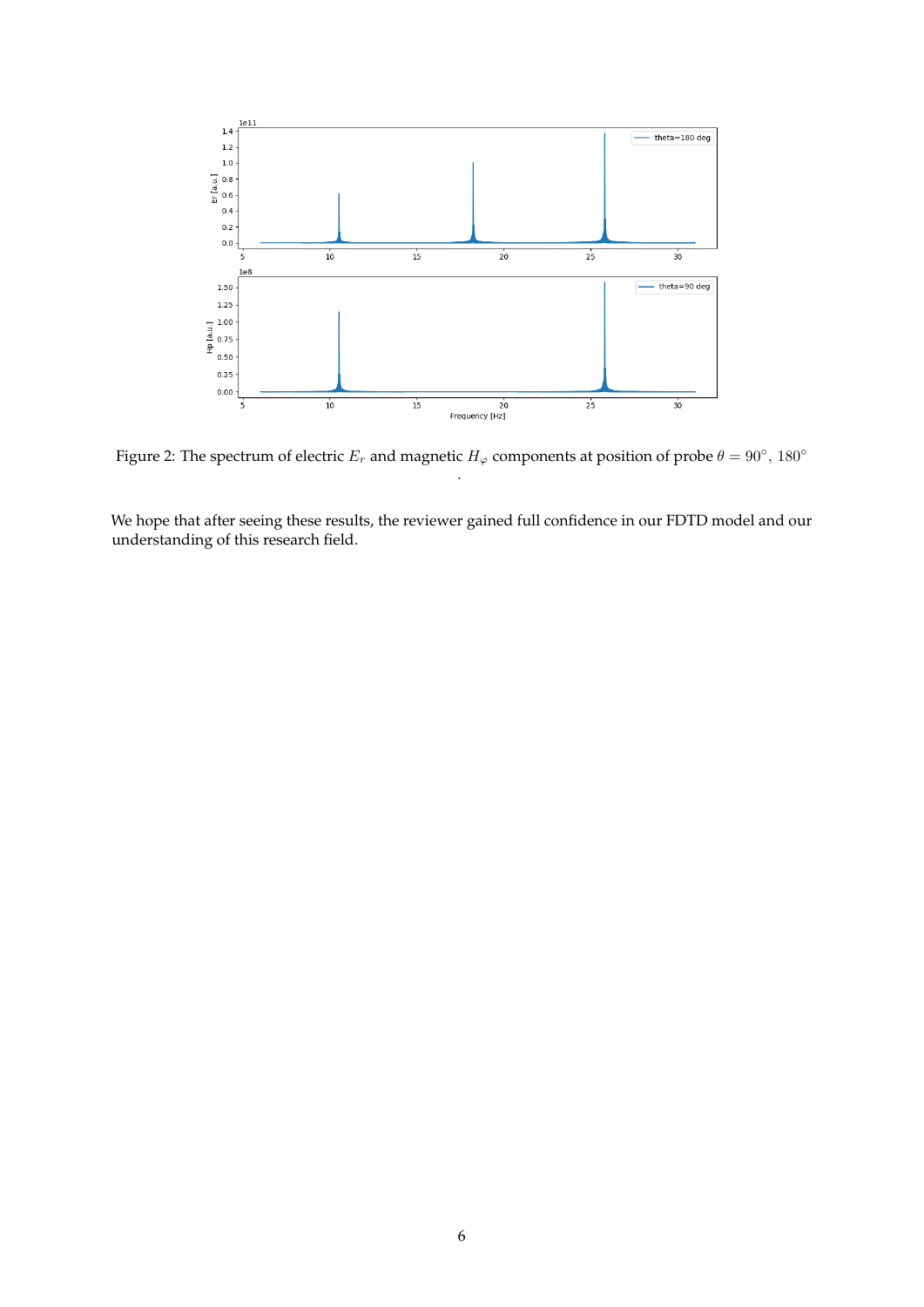1e11

1.4

1.2

1.0

0.8

0.6

0.4

0.2

0.0

Er [a.u.]

theta=180 deg

5 10 15 20 25 30

1e8

1.50

1.25

1.00

0.75

0.50

0.25

0.00

Hp [a.u.]

theta=90 deg

5 10 15 20 25 30

Frequency [Hz]

Figure 2: The spectrum of electric $E_r$ and magnetic $H_\varphi$ components at position of probe $\theta = 90^\circ,\ 180^\circ$
.

We hope that after seeing these results, the reviewer gained full confidence in our FDTD model and our understanding of this research field.